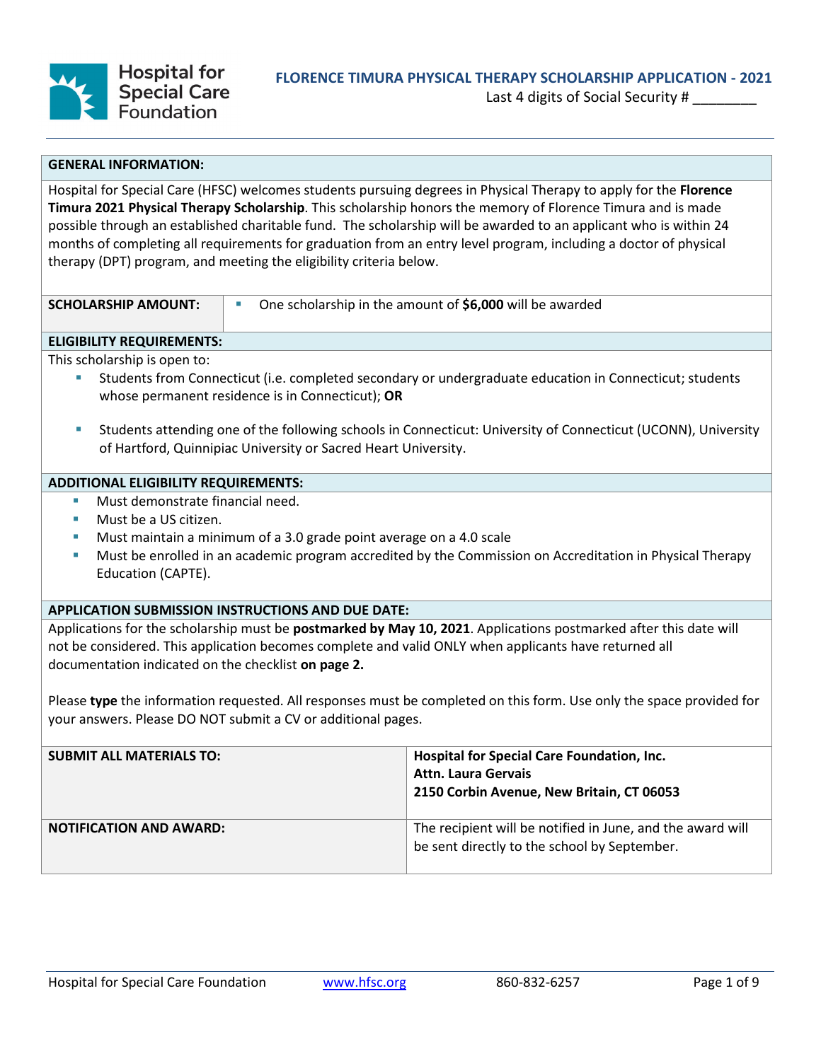Hospital for Special Care Foundation

# FLORENCE TIMURA PHYSICAL THERAPY SCHOLARSHIP APPLICATION - 2021

Last 4 digits of Social Security # ________

## GENERAL INFORMATION:

Hospital for Special Care (HFSC) welcomes students pursuing degrees in Physical Therapy to apply for the **Florence Timura 2021 Physical Therapy Scholarship**. This scholarship honors the memory of Florence Timura and is made possible through an established charitable fund. The scholarship will be awarded to an applicant who is within 24 months of completing all requirements for graduation from an entry level program, including a doctor of physical therapy (DPT) program, and meeting the eligibility criteria below.

| SCHOLARSHIP AMOUNT: | One scholarship in the amount of **$6,000** will be awarded |
|---|---|

## ELIGIBILITY REQUIREMENTS:

This scholarship is open to:

- Students from Connecticut (i.e. completed secondary or undergraduate education in Connecticut; students whose permanent residence is in Connecticut); **OR**
- Students attending one of the following schools in Connecticut: University of Connecticut (UCONN), University of Hartford, Quinnipiac University or Sacred Heart University.

## ADDITIONAL ELIGIBILITY REQUIREMENTS:

- Must demonstrate financial need.
- Must be a US citizen.
- Must maintain a minimum of a 3.0 grade point average on a 4.0 scale
- Must be enrolled in an academic program accredited by the Commission on Accreditation in Physical Therapy Education (CAPTE).

## APPLICATION SUBMISSION INSTRUCTIONS AND DUE DATE:

Applications for the scholarship must be **postmarked by May 10, 2021**. Applications postmarked after this date will not be considered. This application becomes complete and valid ONLY when applicants have returned all documentation indicated on the checklist **on page 2.**

Please **type** the information requested. All responses must be completed on this form. Use only the space provided for your answers. Please DO NOT submit a CV or additional pages.

| SUBMIT ALL MATERIALS TO: | **Hospital for Special Care Foundation, Inc.**<br>**Attn. Laura Gervais**<br>**2150 Corbin Avenue, New Britain, CT 06053** |
|---|---|
| NOTIFICATION AND AWARD: | The recipient will be notified in June, and the award will be sent directly to the school by September. |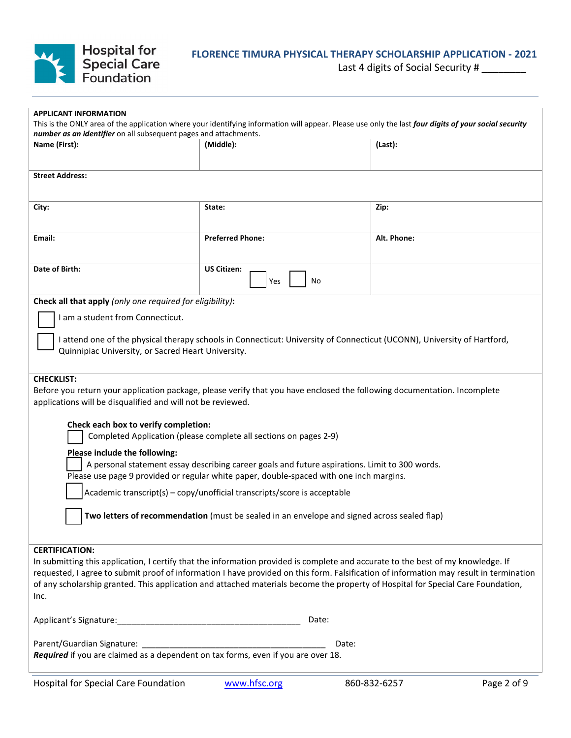# FLORENCE TIMURA PHYSICAL THERAPY SCHOLARSHIP APPLICATION - 2021

Last 4 digits of Social Security # ________

**APPLICANT INFORMATION**

This is the ONLY area of the application where your identifying information will appear. Please use only the last ***four digits of your social security number as an identifier*** on all subsequent pages and attachments.

| **Name (First):** | **(Middle):** | **(Last):** |
|---|---|---|
| **Street Address:** | | |
| **City:** | **State:** | **Zip:** |
| **Email:** | **Preferred Phone:** | **Alt. Phone:** |
| **Date of Birth:** | **US Citizen:** ☐ Yes ☐ No | |

**Check all that apply** *(only one required for eligibility)***:**

☐ I am a student from Connecticut.

☐ I attend one of the physical therapy schools in Connecticut: University of Connecticut (UCONN), University of Hartford, Quinnipiac University, or Sacred Heart University.

**CHECKLIST:**

Before you return your application package, please verify that you have enclosed the following documentation. Incomplete applications will be disqualified and will not be reviewed.

**Check each box to verify completion:**

☐ Completed Application (please complete all sections on pages 2-9)

**Please include the following:**

☐ A personal statement essay describing career goals and future aspirations. Limit to 300 words. Please use page 9 provided or regular white paper, double-spaced with one inch margins.

☐ Academic transcript(s) – copy/unofficial transcripts/score is acceptable

☐ **Two letters of recommendation** (must be sealed in an envelope and signed across sealed flap)

**CERTIFICATION:**

In submitting this application, I certify that the information provided is complete and accurate to the best of my knowledge. If requested, I agree to submit proof of information I have provided on this form. Falsification of information may result in termination of any scholarship granted. This application and attached materials become the property of Hospital for Special Care Foundation, Inc.

Applicant's Signature:_______________________________________ Date:

Parent/Guardian Signature: _______________________________________ Date:

***Required*** if you are claimed as a dependent on tax forms, even if you are over 18.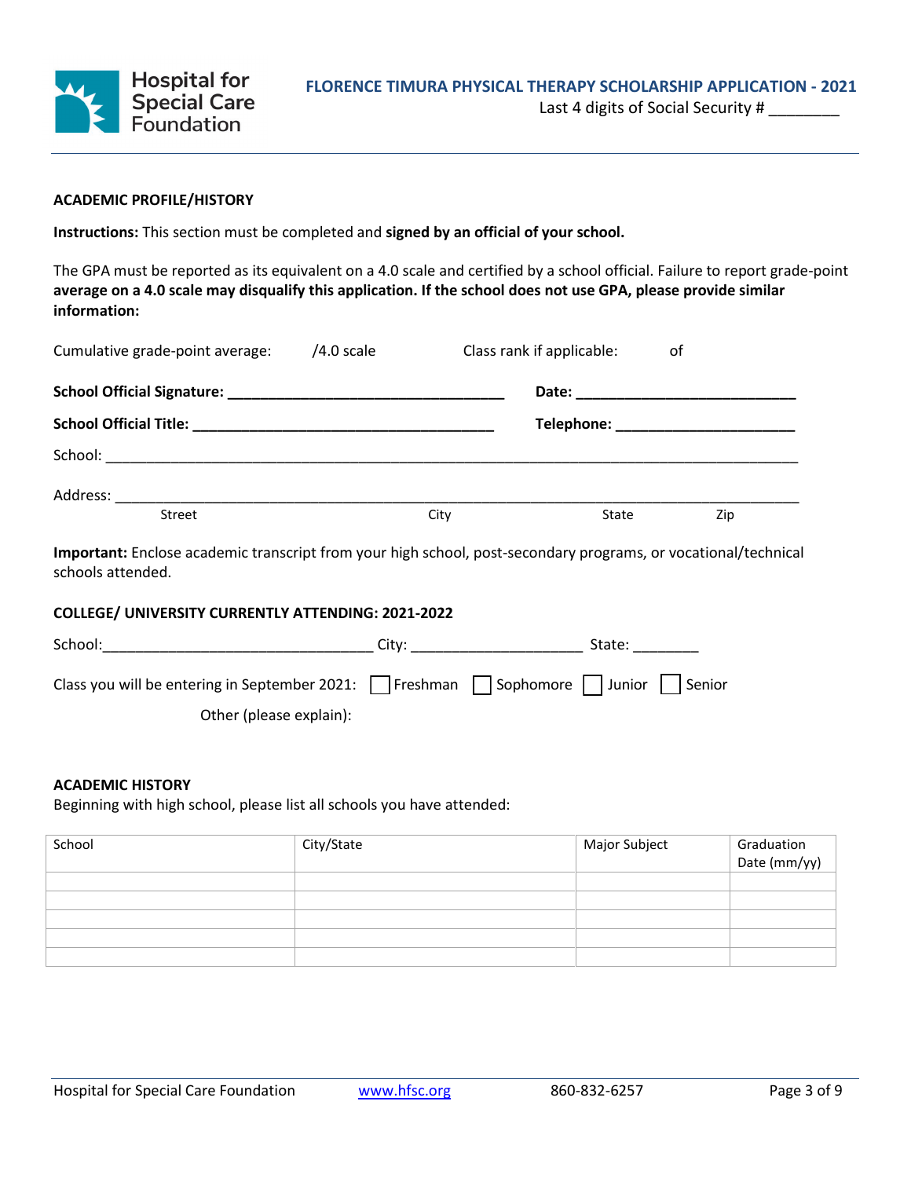**FLORENCE TIMURA PHYSICAL THERAPY SCHOLARSHIP APPLICATION - 2021**

Last 4 digits of Social Security # ________

## ACADEMIC PROFILE/HISTORY

**Instructions:** This section must be completed and **signed by an official of your school.**

The GPA must be reported as its equivalent on a 4.0 scale and certified by a school official. Failure to report grade-point **average on a 4.0 scale may disqualify this application. If the school does not use GPA, please provide similar information:**

Cumulative grade-point average: /4.0 scale Class rank if applicable: of

**School Official Signature: ___________________________________ Date: ___________________________**

**School Official Title: ______________________________________ Telephone: ______________________**

School: ________________________________________________________________________________

Address: _______________________________________________________________________________
Street City State Zip

**Important:** Enclose academic transcript from your high school, post-secondary programs, or vocational/technical schools attended.

## COLLEGE/ UNIVERSITY CURRENTLY ATTENDING: 2021-2022

School:_________________________________ City: _____________________ State: ________

Class you will be entering in September 2021: ☐ Freshman ☐ Sophomore ☐ Junior ☐ Senior

Other (please explain):

## ACADEMIC HISTORY

Beginning with high school, please list all schools you have attended:

| School | City/State | Major Subject | Graduation Date (mm/yy) |
|---|---|---|---|
| | | | |
| | | | |
| | | | |
| | | | |
| | | | |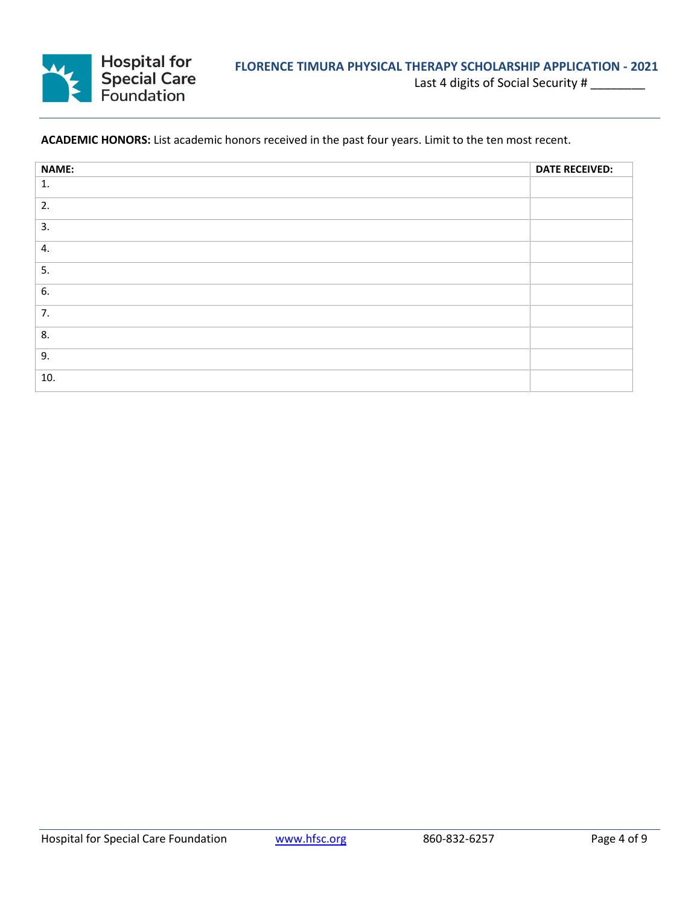**ACADEMIC HONORS:** List academic honors received in the past four years. Limit to the ten most recent.

| NAME: | DATE RECEIVED: |
|---|---|
| 1. | |
| 2. | |
| 3. | |
| 4. | |
| 5. | |
| 6. | |
| 7. | |
| 8. | |
| 9. | |
| 10. | |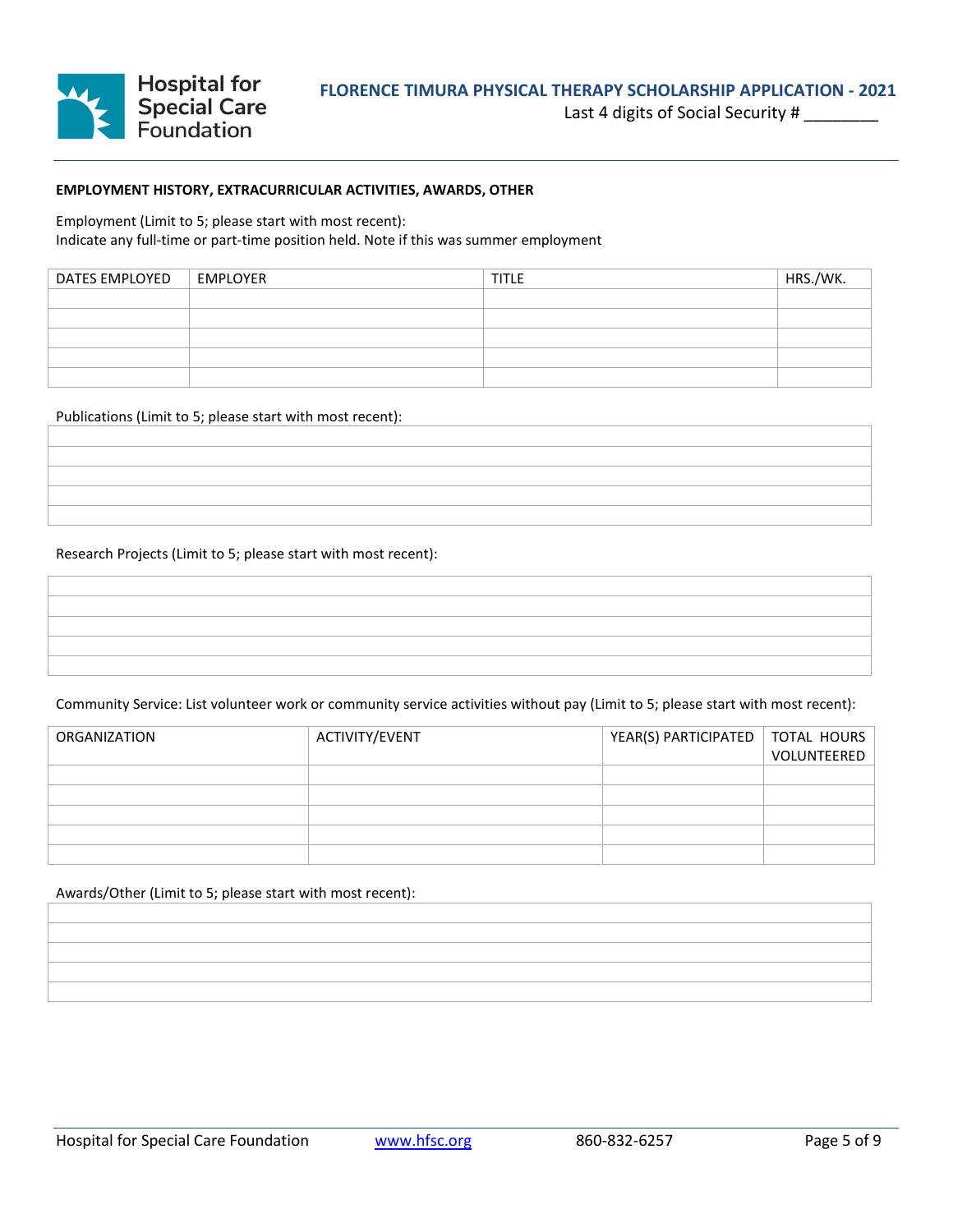Hospital for Special Care Foundation

**FLORENCE TIMURA PHYSICAL THERAPY SCHOLARSHIP APPLICATION - 2021**

Last 4 digits of Social Security # ________

**EMPLOYMENT HISTORY, EXTRACURRICULAR ACTIVITIES, AWARDS, OTHER**

Employment (Limit to 5; please start with most recent):
Indicate any full-time or part-time position held. Note if this was summer employment

| DATES EMPLOYED | EMPLOYER | TITLE | HRS./WK. |
|---|---|---|---|
| | | | |
| | | | |
| | | | |
| | | | |
| | | | |

Publications (Limit to 5; please start with most recent):

| |
|---|
| |
| |
| |
| |
| |

Research Projects (Limit to 5; please start with most recent):

| |
|---|
| |
| |
| |
| |
| |

Community Service: List volunteer work or community service activities without pay (Limit to 5; please start with most recent):

| ORGANIZATION | ACTIVITY/EVENT | YEAR(S) PARTICIPATED | TOTAL HOURS VOLUNTEERED |
|---|---|---|---|
| | | | |
| | | | |
| | | | |
| | | | |
| | | | |

Awards/Other (Limit to 5; please start with most recent):

| |
|---|
| |
| |
| |
| |
| |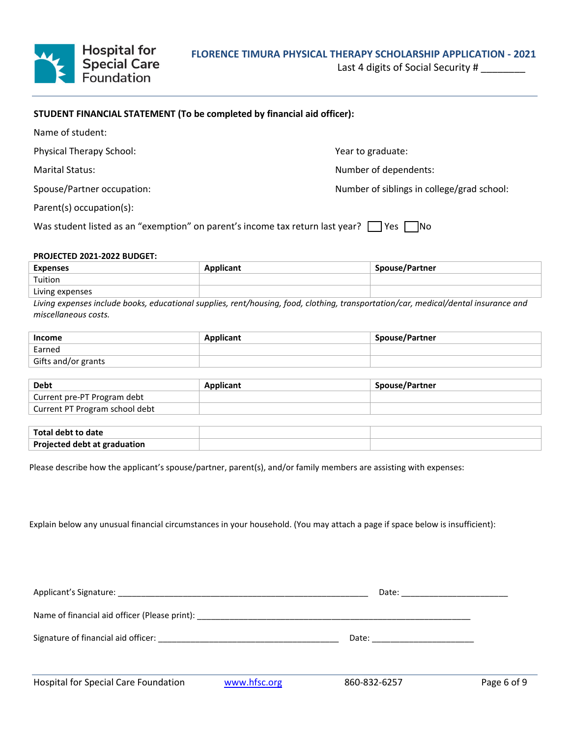**STUDENT FINANCIAL STATEMENT (To be completed by financial aid officer):**

Name of student:

Physical Therapy School:

Year to graduate:

Marital Status:

Number of dependents:

Spouse/Partner occupation:

Number of siblings in college/grad school:

Parent(s) occupation(s):

Was student listed as an "exemption" on parent's income tax return last year? ☐ Yes ☐ No

**PROJECTED 2021-2022 BUDGET:**

| **Expenses** | **Applicant** | **Spouse/Partner** |
|---|---|---|
| Tuition | | |
| Living expenses | | |

*Living expenses include books, educational supplies, rent/housing, food, clothing, transportation/car, medical/dental insurance and miscellaneous costs.*

| **Income** | **Applicant** | **Spouse/Partner** |
|---|---|---|
| Earned | | |
| Gifts and/or grants | | |

| **Debt** | **Applicant** | **Spouse/Partner** |
|---|---|---|
| Current pre-PT Program debt | | |
| Current PT Program school debt | | |

| | | |
|---|---|---|
| **Total debt to date** | | |
| **Projected debt at graduation** | | |

Please describe how the applicant's spouse/partner, parent(s), and/or family members are assisting with expenses:

Explain below any unusual financial circumstances in your household. (You may attach a page if space below is insufficient):

Applicant's Signature: ______________________________________________________ Date: ______________________

Name of financial aid officer (Please print): ______________________________________________________________

Signature of financial aid officer: ________________________________________ Date: ______________________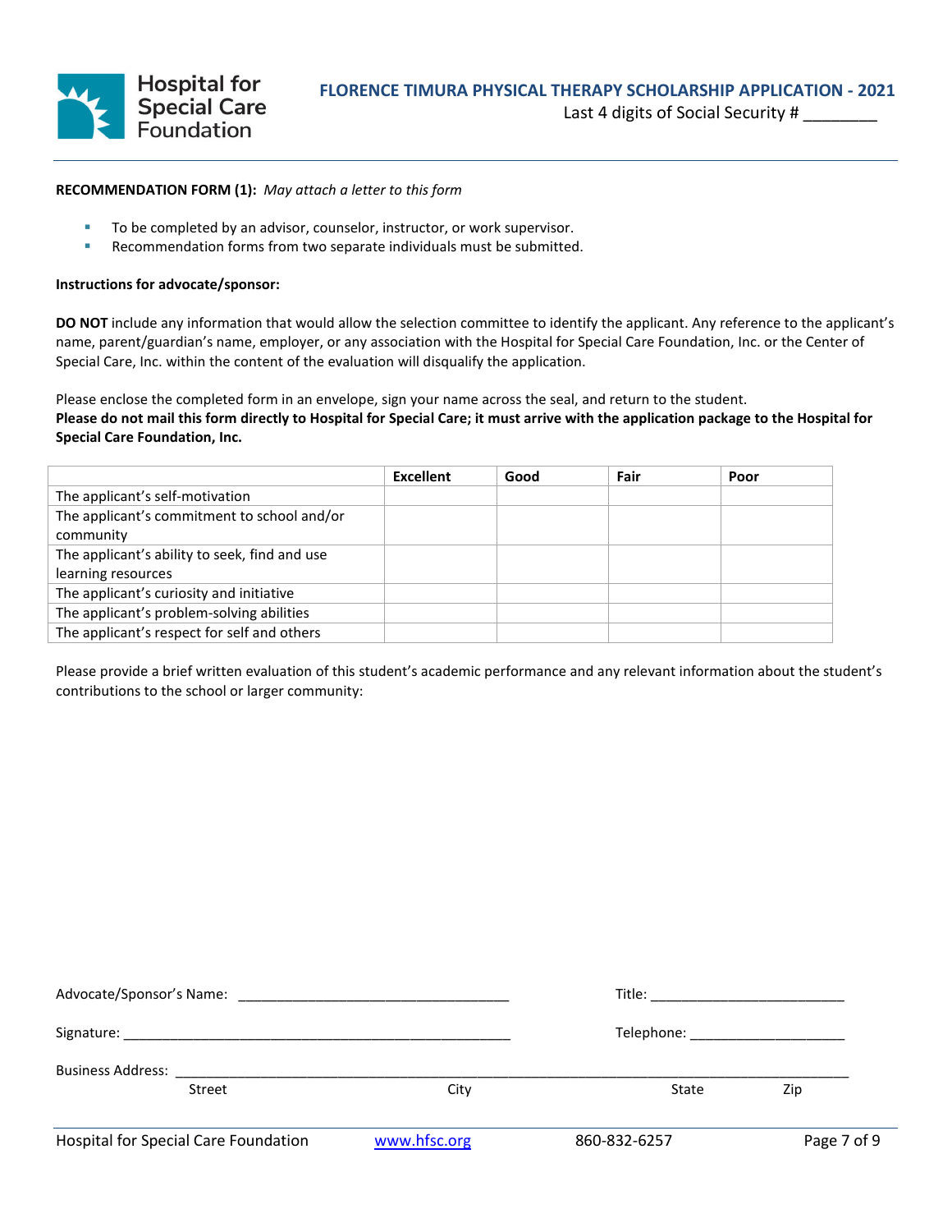**Hospital for Special Care Foundation**

**FLORENCE TIMURA PHYSICAL THERAPY SCHOLARSHIP APPLICATION - 2021**

Last 4 digits of Social Security # ________

**RECOMMENDATION FORM (1):** *May attach a letter to this form*

- To be completed by an advisor, counselor, instructor, or work supervisor.
- Recommendation forms from two separate individuals must be submitted.

**Instructions for advocate/sponsor:**

**DO NOT** include any information that would allow the selection committee to identify the applicant. Any reference to the applicant's name, parent/guardian's name, employer, or any association with the Hospital for Special Care Foundation, Inc. or the Center of Special Care, Inc. within the content of the evaluation will disqualify the application.

Please enclose the completed form in an envelope, sign your name across the seal, and return to the student.
**Please do not mail this form directly to Hospital for Special Care; it must arrive with the application package to the Hospital for Special Care Foundation, Inc.**

| | Excellent | Good | Fair | Poor |
|---|---|---|---|---|
| The applicant's self-motivation | | | | |
| The applicant's commitment to school and/or community | | | | |
| The applicant's ability to seek, find and use learning resources | | | | |
| The applicant's curiosity and initiative | | | | |
| The applicant's problem-solving abilities | | | | |
| The applicant's respect for self and others | | | | |

Please provide a brief written evaluation of this student's academic performance and any relevant information about the student's contributions to the school or larger community:

Advocate/Sponsor's Name: ___________________________________ Title: _________________________

Signature: __________________________________________________ Telephone: ____________________

Business Address: ______________________________________________________________________________
Street City State Zip

Hospital for Special Care Foundation www.hfsc.org 860-832-6257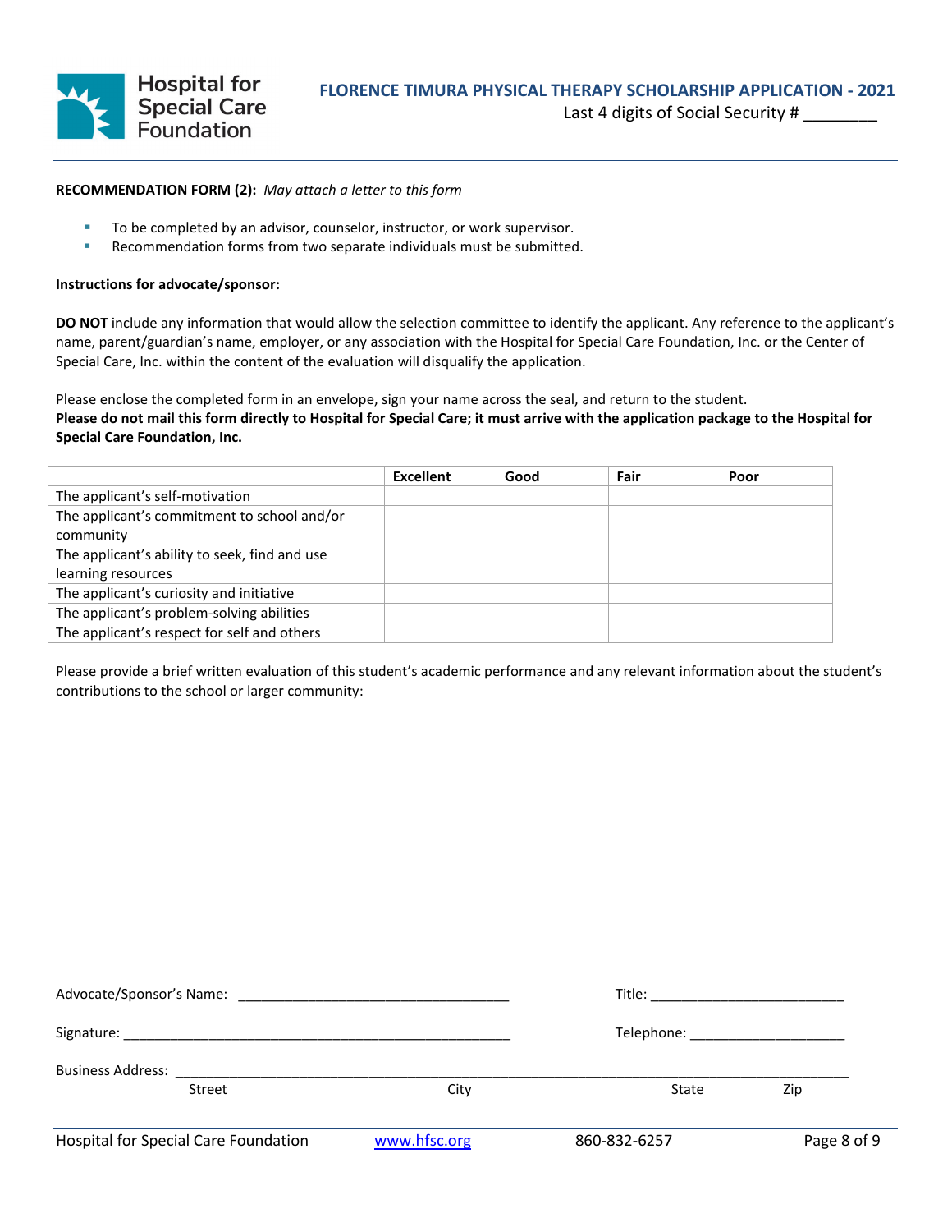**FLORENCE TIMURA PHYSICAL THERAPY SCHOLARSHIP APPLICATION - 2021**

Last 4 digits of Social Security # ________

**RECOMMENDATION FORM (2):** *May attach a letter to this form*

- To be completed by an advisor, counselor, instructor, or work supervisor.
- Recommendation forms from two separate individuals must be submitted.

**Instructions for advocate/sponsor:**

**DO NOT** include any information that would allow the selection committee to identify the applicant. Any reference to the applicant's name, parent/guardian's name, employer, or any association with the Hospital for Special Care Foundation, Inc. or the Center of Special Care, Inc. within the content of the evaluation will disqualify the application.

Please enclose the completed form in an envelope, sign your name across the seal, and return to the student.
**Please do not mail this form directly to Hospital for Special Care; it must arrive with the application package to the Hospital for Special Care Foundation, Inc.**

| | Excellent | Good | Fair | Poor |
|---|---|---|---|---|
| The applicant's self-motivation | | | | |
| The applicant's commitment to school and/or community | | | | |
| The applicant's ability to seek, find and use learning resources | | | | |
| The applicant's curiosity and initiative | | | | |
| The applicant's problem-solving abilities | | | | |
| The applicant's respect for self and others | | | | |

Please provide a brief written evaluation of this student's academic performance and any relevant information about the student's contributions to the school or larger community:

Advocate/Sponsor's Name: ___________________________________ Title: _________________________

Signature: ___________________________________________________ Telephone: ____________________

Business Address: ____________________________________________________________________________
Street City State Zip

Hospital for Special Care Foundation www.hfsc.org 860-832-6257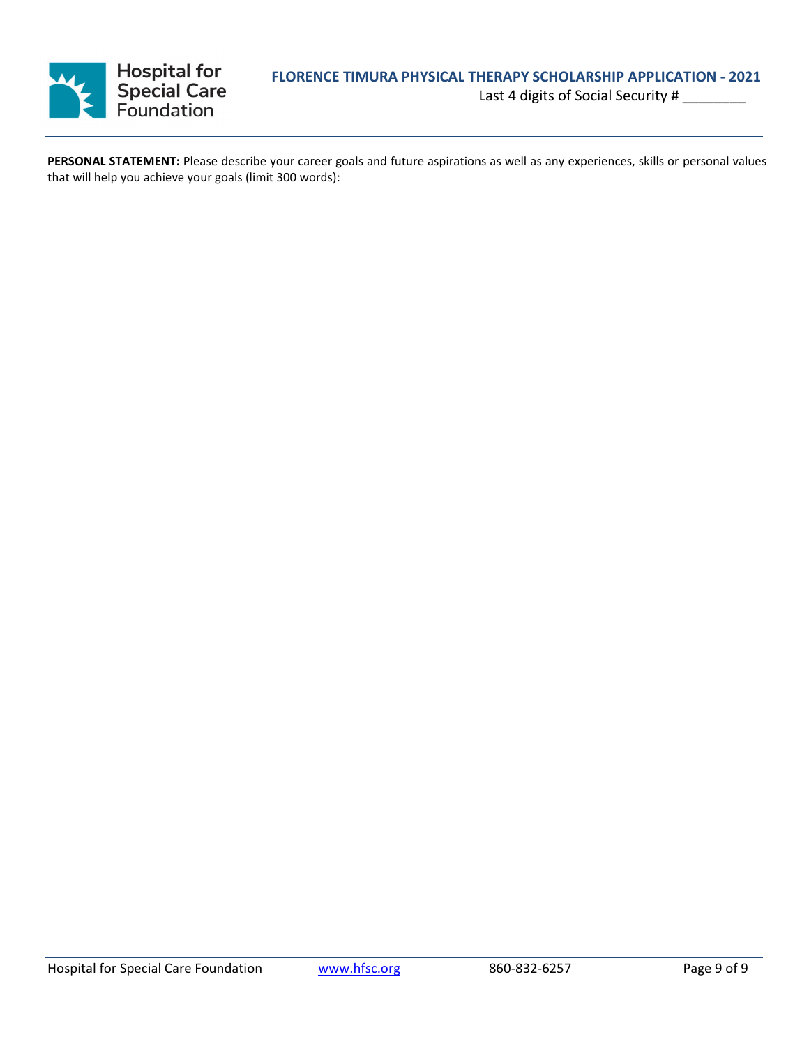**PERSONAL STATEMENT:** Please describe your career goals and future aspirations as well as any experiences, skills or personal values that will help you achieve your goals (limit 300 words):